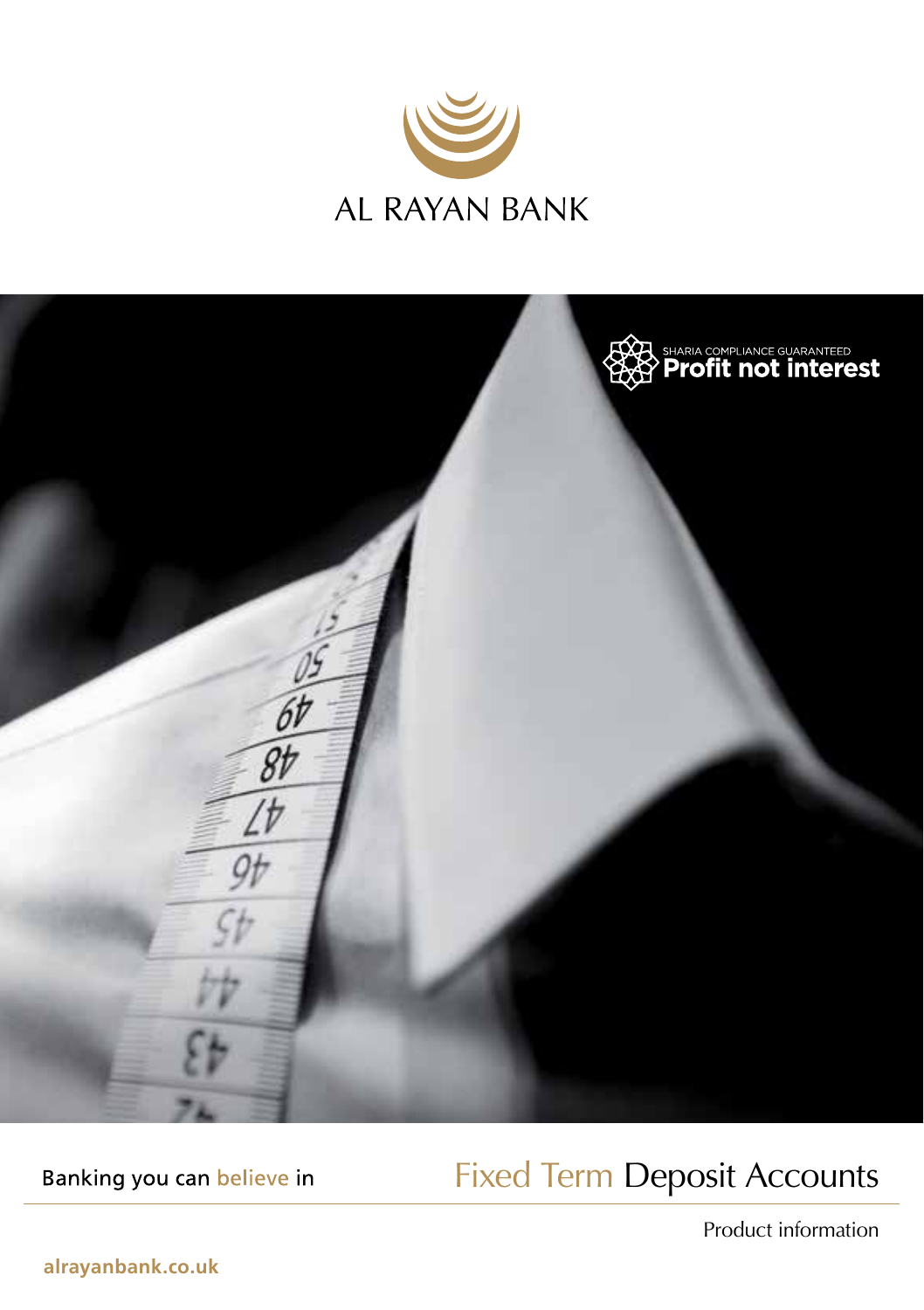AL RAYAN BANK

SHARIA COMPLIANCE GUARANTEED
**Profit not interest**

Banking you can believe in

# Fixed Term Deposit Accounts

Product information

alrayanbank.co.uk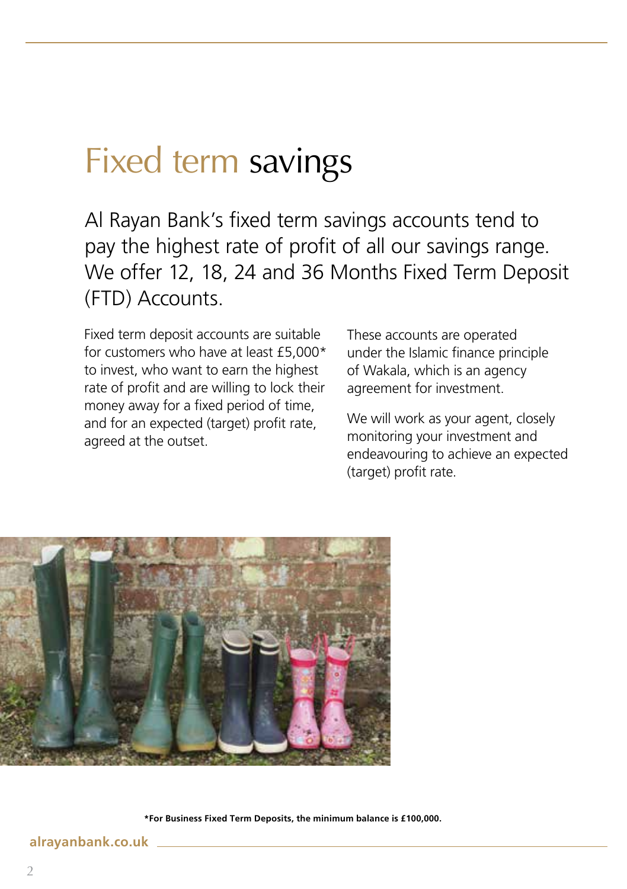# Fixed term savings

Al Rayan Bank's fixed term savings accounts tend to pay the highest rate of profit of all our savings range. We offer 12, 18, 24 and 36 Months Fixed Term Deposit (FTD) Accounts.

Fixed term deposit accounts are suitable for customers who have at least £5,000* to invest, who want to earn the highest rate of profit and are willing to lock their money away for a fixed period of time, and for an expected (target) profit rate, agreed at the outset.

These accounts are operated under the Islamic finance principle of Wakala, which is an agency agreement for investment.

We will work as your agent, closely monitoring your investment and endeavouring to achieve an expected (target) profit rate.

**\*For Business Fixed Term Deposits, the minimum balance is £100,000.**

**alrayanbank.co.uk**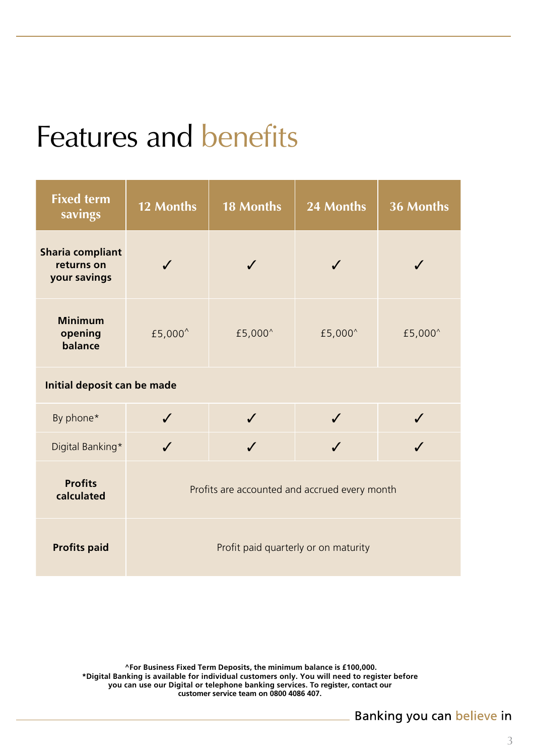# Features and benefits

| Fixed term savings | 12 Months | 18 Months | 24 Months | 36 Months |
|---|---|---|---|---|
| **Sharia compliant returns on your savings** | ✓ | ✓ | ✓ | ✓ |
| **Minimum opening balance** | £5,000^ | £5,000^ | £5,000^ | £5,000^ |
| **Initial deposit can be made** | | | | |
| By phone* | ✓ | ✓ | ✓ | ✓ |
| Digital Banking* | ✓ | ✓ | ✓ | ✓ |
| **Profits calculated** | Profits are accounted and accrued every month | | | |
| **Profits paid** | Profit paid quarterly or on maturity | | | |

**^For Business Fixed Term Deposits, the minimum balance is £100,000.**
**\*Digital Banking is available for individual customers only. You will need to register before you can use our Digital or telephone banking services. To register, contact our customer service team on 0800 4086 407.**

Banking you can believe in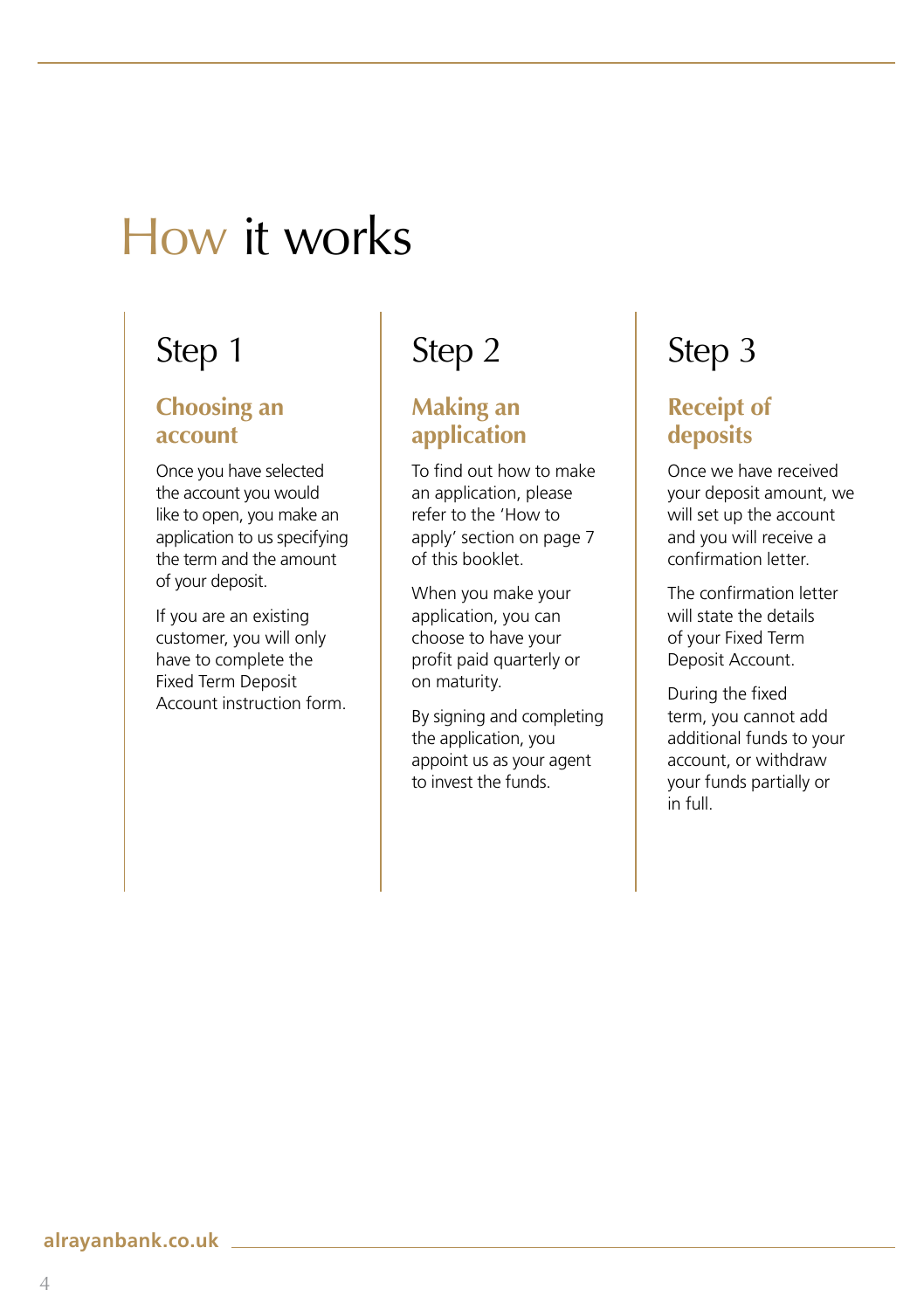# How it works

## Step 1

### Choosing an account

Once you have selected the account you would like to open, you make an application to us specifying the term and the amount of your deposit.

If you are an existing customer, you will only have to complete the Fixed Term Deposit Account instruction form.

## Step 2

### Making an application

To find out how to make an application, please refer to the 'How to apply' section on page 7 of this booklet.

When you make your application, you can choose to have your profit paid quarterly or on maturity.

By signing and completing the application, you appoint us as your agent to invest the funds.

## Step 3

### Receipt of deposits

Once we have received your deposit amount, we will set up the account and you will receive a confirmation letter.

The confirmation letter will state the details of your Fixed Term Deposit Account.

During the fixed term, you cannot add additional funds to your account, or withdraw your funds partially or in full.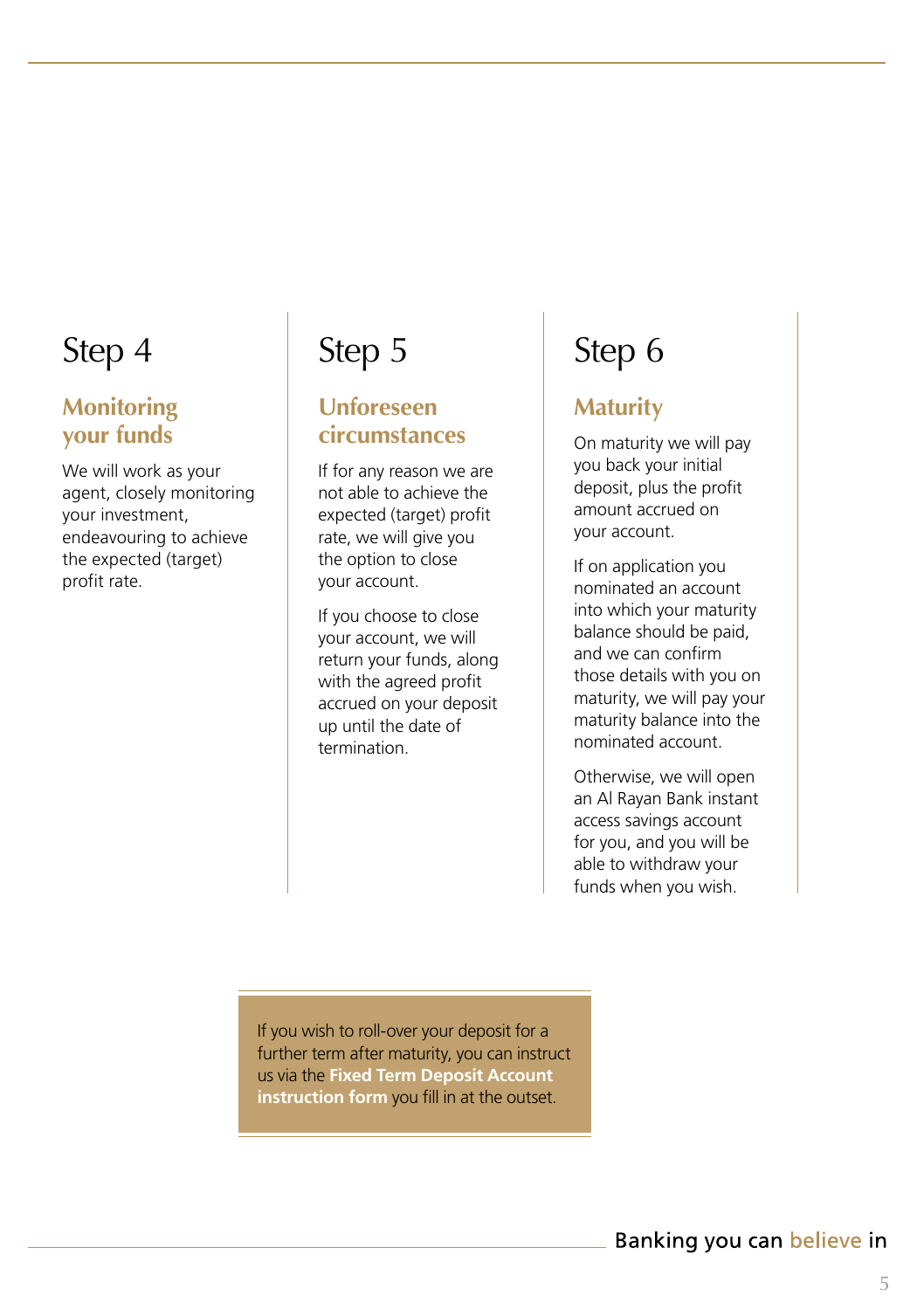## Step 4

### Monitoring your funds

We will work as your agent, closely monitoring your investment, endeavouring to achieve the expected (target) profit rate.

## Step 5

### Unforeseen circumstances

If for any reason we are not able to achieve the expected (target) profit rate, we will give you the option to close your account.

If you choose to close your account, we will return your funds, along with the agreed profit accrued on your deposit up until the date of termination.

## Step 6

### Maturity

On maturity we will pay you back your initial deposit, plus the profit amount accrued on your account.

If on application you nominated an account into which your maturity balance should be paid, and we can confirm those details with you on maturity, we will pay your maturity balance into the nominated account.

Otherwise, we will open an Al Rayan Bank instant access savings account for you, and you will be able to withdraw your funds when you wish.

If you wish to roll-over your deposit for a further term after maturity, you can instruct us via the **Fixed Term Deposit Account instruction form** you fill in at the outset.

Banking you can believe in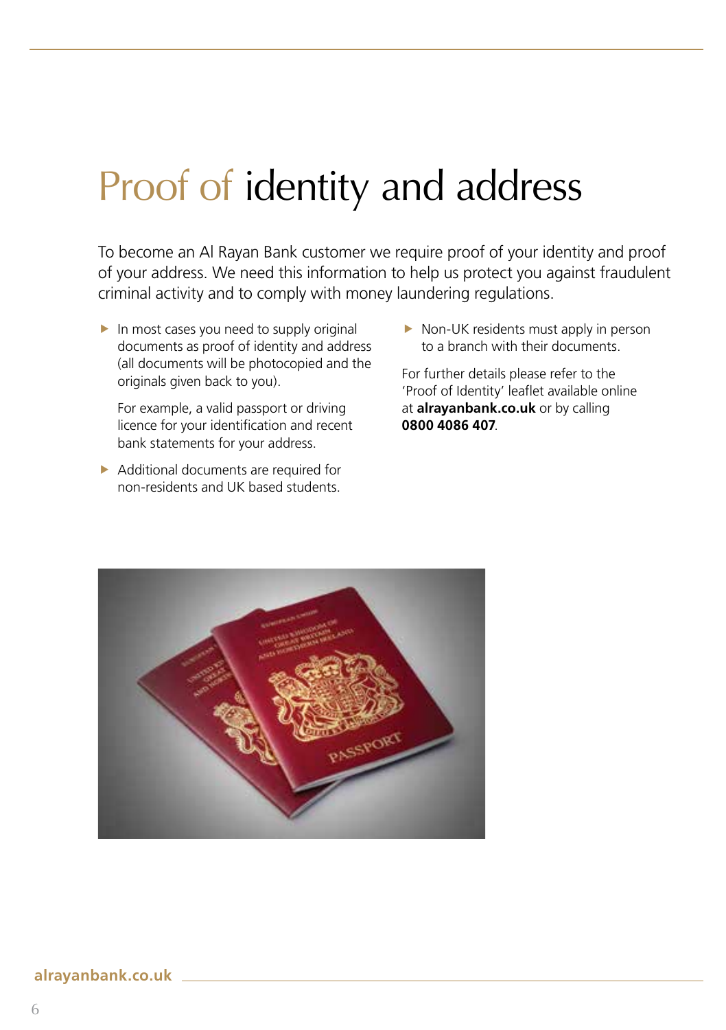# Proof of identity and address

To become an Al Rayan Bank customer we require proof of your identity and proof of your address. We need this information to help us protect you against fraudulent criminal activity and to comply with money laundering regulations.

- In most cases you need to supply original documents as proof of identity and address (all documents will be photocopied and the originals given back to you).

  For example, a valid passport or driving licence for your identification and recent bank statements for your address.

- Additional documents are required for non-residents and UK based students.

- Non-UK residents must apply in person to a branch with their documents.

For further details please refer to the 'Proof of Identity' leaflet available online at **alrayanbank.co.uk** or by calling **0800 4086 407**.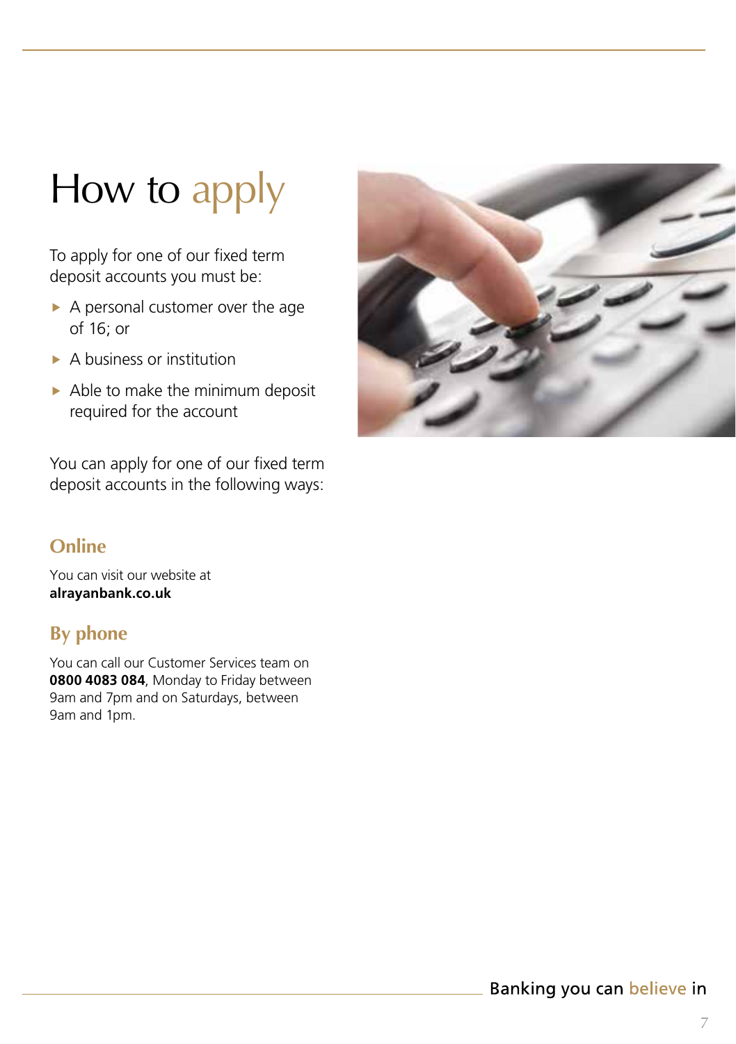# How to apply

To apply for one of our fixed term deposit accounts you must be:

- A personal customer over the age of 16; or
- A business or institution
- Able to make the minimum deposit required for the account

You can apply for one of our fixed term deposit accounts in the following ways:

## Online

You can visit our website at **alrayanbank.co.uk**

## By phone

You can call our Customer Services team on **0800 4083 084**, Monday to Friday between 9am and 7pm and on Saturdays, between 9am and 1pm.

Banking you can believe in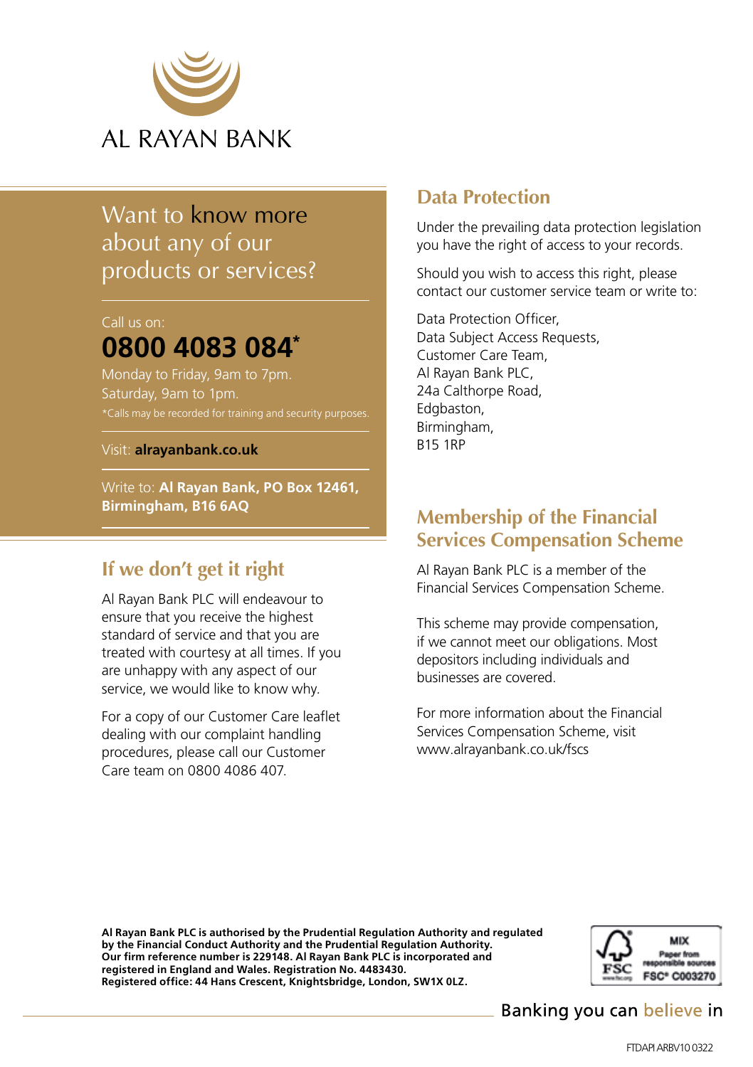AL RAYAN BANK

## Want to know more about any of our products or services?

Call us on:

**0800 4083 084***

Monday to Friday, 9am to 7pm.
Saturday, 9am to 1pm.

*Calls may be recorded for training and security purposes.

Visit: **alrayanbank.co.uk**

Write to: **Al Rayan Bank, PO Box 12461, Birmingham, B16 6AQ**

## If we don't get it right

Al Rayan Bank PLC will endeavour to ensure that you receive the highest standard of service and that you are treated with courtesy at all times. If you are unhappy with any aspect of our service, we would like to know why.

For a copy of our Customer Care leaflet dealing with our complaint handling procedures, please call our Customer Care team on 0800 4086 407.

## Data Protection

Under the prevailing data protection legislation you have the right of access to your records.

Should you wish to access this right, please contact our customer service team or write to:

Data Protection Officer,
Data Subject Access Requests,
Customer Care Team,
Al Rayan Bank PLC,
24a Calthorpe Road,
Edgbaston,
Birmingham,
B15 1RP

## Membership of the Financial Services Compensation Scheme

Al Rayan Bank PLC is a member of the Financial Services Compensation Scheme.

This scheme may provide compensation, if we cannot meet our obligations. Most depositors including individuals and businesses are covered.

For more information about the Financial Services Compensation Scheme, visit www.alrayanbank.co.uk/fscs

**Al Rayan Bank PLC is authorised by the Prudential Regulation Authority and regulated by the Financial Conduct Authority and the Prudential Regulation Authority. Our firm reference number is 229148. Al Rayan Bank PLC is incorporated and registered in England and Wales. Registration No. 4483430. Registered office: 44 Hans Crescent, Knightsbridge, London, SW1X 0LZ.**

FSC MIX Paper from responsible sources FSC® C003270

Banking you can believe in

FTDAPI ARBV10 0322